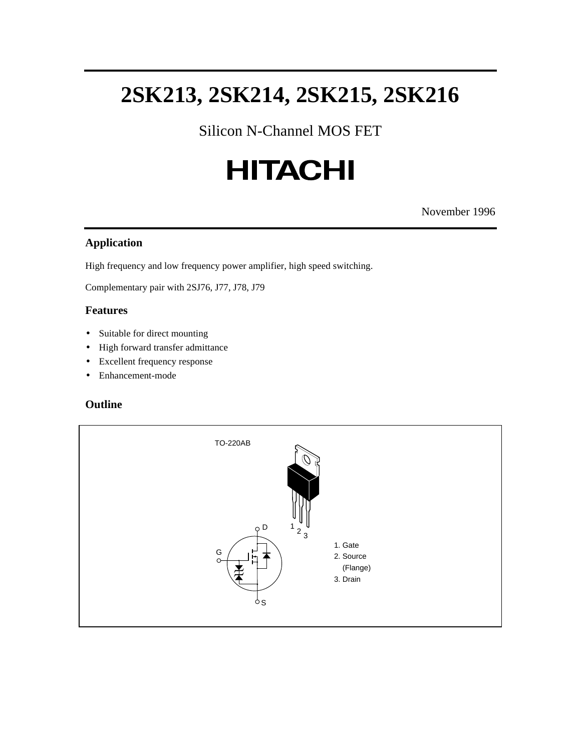# 2SK213, 2SK214, 2SK215, 2SK216

Silicon N-Channel MOS FET

HITACHI

November 1996

## Application

High frequency and low frequency power amplifier, high speed switching.

Complementary pair with 2SJ76, J77, J78, J79

## Features

- Suitable for direct mounting
- High forward transfer admittance
- Excellent frequency response
- Enhancement-mode

## Outline

TO-220AB

1. Gate
2. Source (Flange)
3. Drain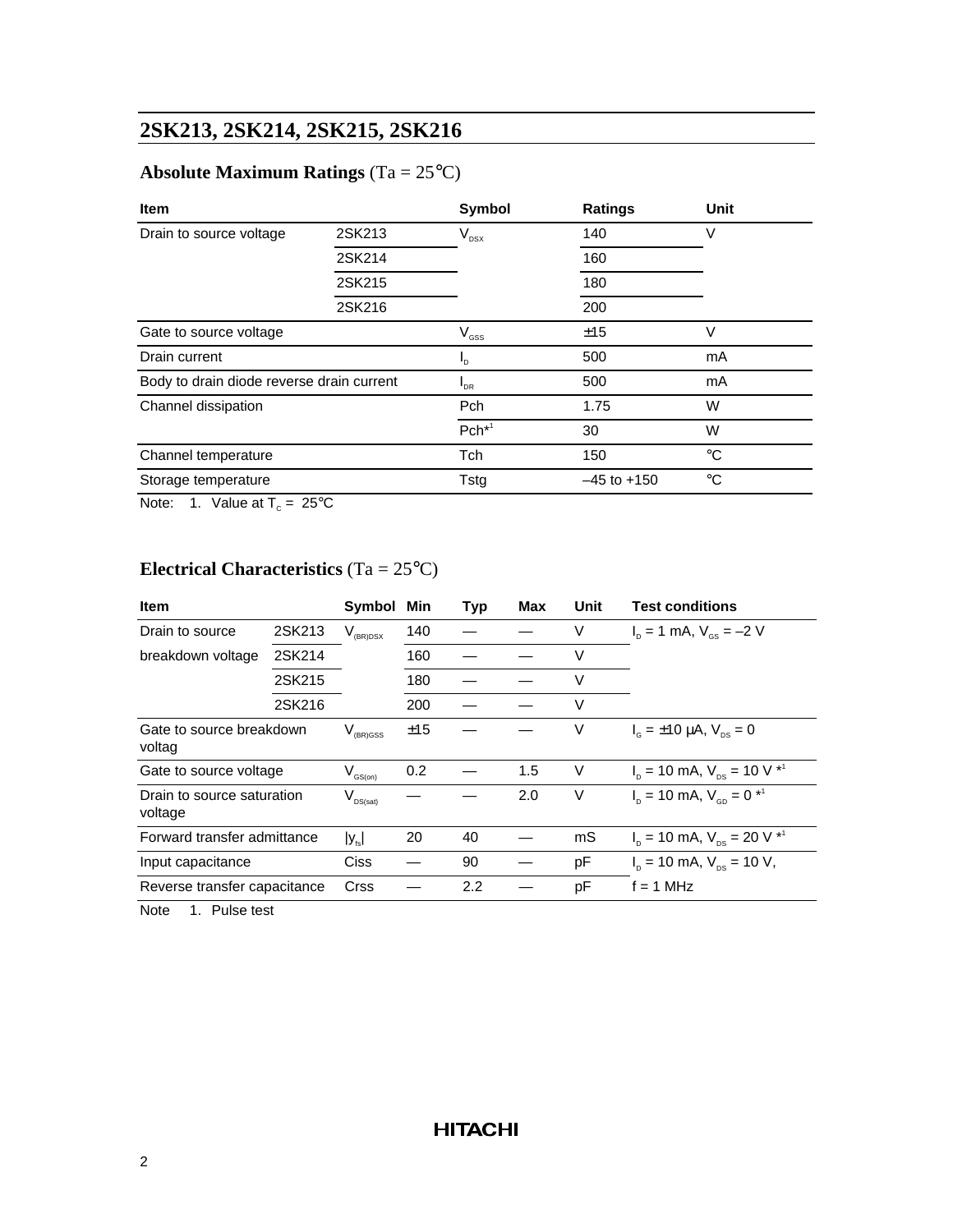## Absolute Maximum Ratings (Ta = 25°C)

| Item | | Symbol | Ratings | Unit |
|---|---|---|---|---|
| Drain to source voltage | 2SK213 | $V_{DSX}$ | 140 | V |
| | 2SK214 | | 160 | |
| | 2SK215 | | 180 | |
| | 2SK216 | | 200 | |
| Gate to source voltage | | $V_{GSS}$ | ±15 | V |
| Drain current | | $I_D$ | 500 | mA |
| Body to drain diode reverse drain current | | $I_{DR}$ | 500 | mA |
| Channel dissipation | | Pch | 1.75 | W |
| | | Pch*[1] | 30 | W |
| Channel temperature | | Tch | 150 | °C |
| Storage temperature | | Tstg | –45 to +150 | °C |

Note: 1. Value at $T_C$ = 25°C

## Electrical Characteristics (Ta = 25°C)

| Item | | Symbol | Min | Typ | Max | Unit | Test conditions |
|---|---|---|---|---|---|---|---|
| Drain to source breakdown voltage | 2SK213 | $V_{(BR)DSX}$ | 140 | — | — | V | $I_D$ = 1 mA, $V_{GS}$ = –2 V |
| | 2SK214 | | 160 | — | — | V | |
| | 2SK215 | | 180 | — | — | V | |
| | 2SK216 | | 200 | — | — | V | |
| Gate to source breakdown voltag | | $V_{(BR)GSS}$ | ±15 | — | — | V | $I_G$ = ±10 µA, $V_{DS}$ = 0 |
| Gate to source voltage | | $V_{GS(on)}$ | 0.2 | — | 1.5 | V | $I_D$ = 10 mA, $V_{DS}$ = 10 V *[1] |
| Drain to source saturation voltage | | $V_{DS(sat)}$ | — | — | 2.0 | V | $I_D$ = 10 mA, $V_{GD}$ = 0 *[1] |
| Forward transfer admittance | | $\|y_{fs}\|$ | 20 | 40 | — | mS | $I_D$ = 10 mA, $V_{DS}$ = 20 V *[1] |
| Input capacitance | | Ciss | — | 90 | — | pF | $I_D$ = 10 mA, $V_{DS}$ = 10 V, |
| Reverse transfer capacitance | | Crss | — | 2.2 | — | pF | f = 1 MHz |

Note 1. Pulse test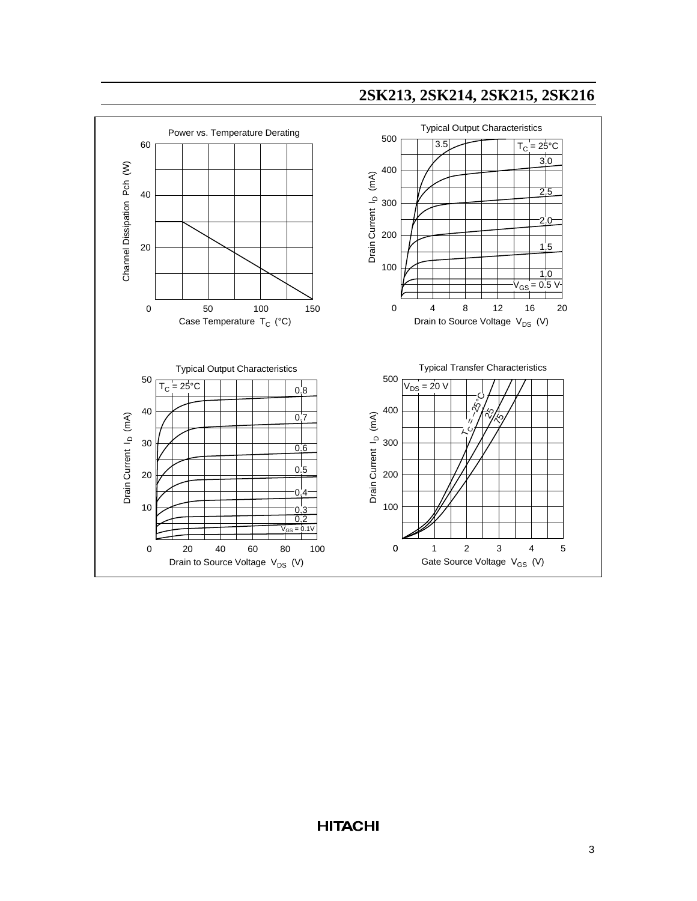**Power vs. Temperature Derating**

Channel Dissipation Pch (W) vs. Case Temperature $T_C$ (°C)

**Typical Output Characteristics**

$T_C = 25°C$

Drain Current $I_D$ (mA) vs. Drain to Source Voltage $V_{DS}$ (V)

$V_{GS}$ = 0.5 V, 1.0, 1.5, 2.0, 2.5, 3.0, 3.5

**Typical Output Characteristics**

$T_C = 25°C$

Drain Current $I_D$ (mA) vs. Drain to Source Voltage $V_{DS}$ (V)

$V_{GS}$ = 0.1V, 0.2, 0.3, 0.4, 0.5, 0.6, 0.7, 0.8

**Typical Transfer Characteristics**

$V_{DS} = 20$ V

Drain Current $I_D$ (mA) vs. Gate Source Voltage $V_{GS}$ (V)

$T_C = -25°C$, 25, 75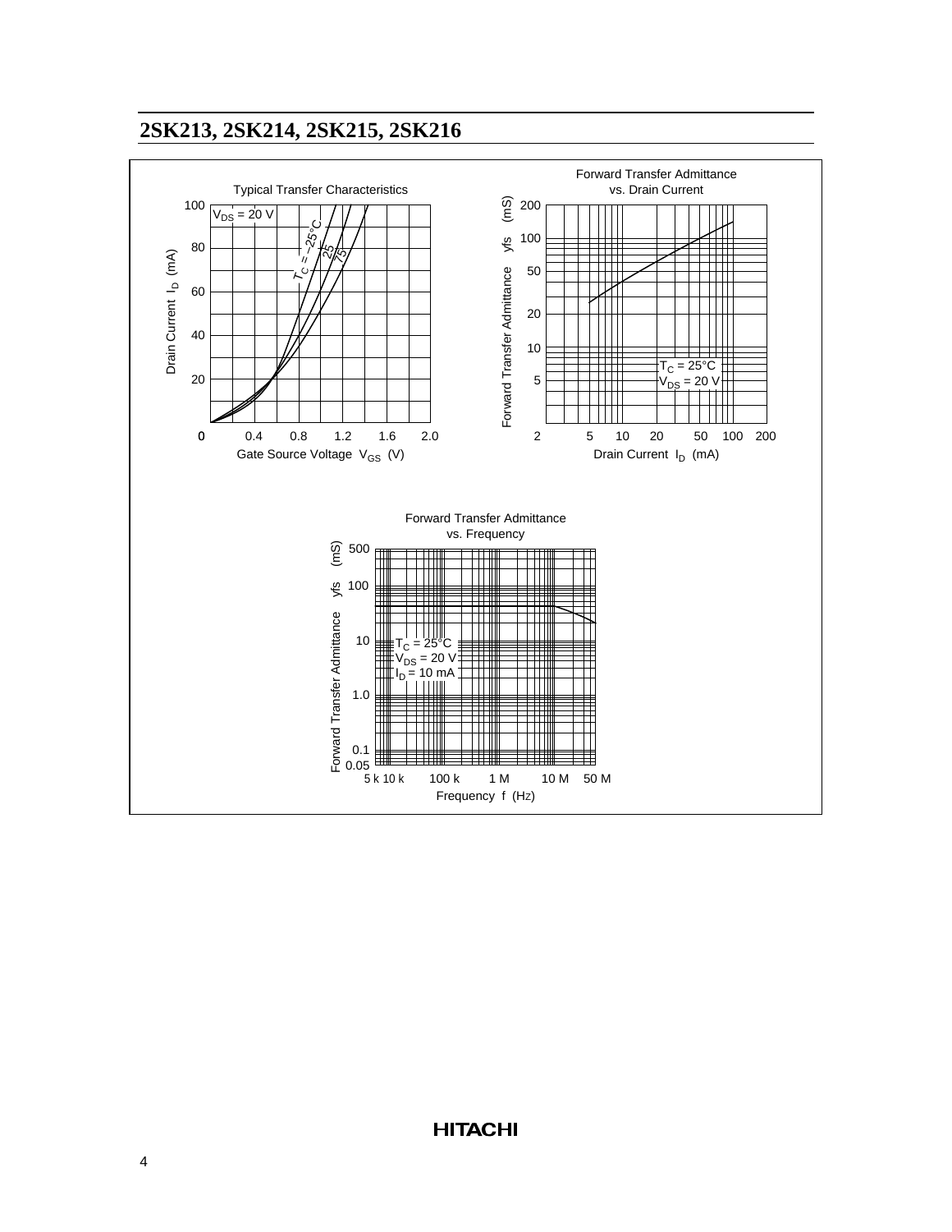Typical Transfer Characteristics

$V_{DS}$ = 20 V

$T_C$ = –25°C, 25, 75

Drain Current $I_D$ (mA)

Gate Source Voltage $V_{GS}$ (V)

Forward Transfer Admittance vs. Drain Current

$T_C$ = 25°C
$V_{DS}$ = 20 V

Forward Transfer Admittance |yfs| (mS)

Drain Current $I_D$ (mA)

Forward Transfer Admittance vs. Frequency

$T_C$ = 25°C
$V_{DS}$ = 20 V
$I_D$ = 10 mA

Forward Transfer Admittance |yfs| (mS)

Frequency f (Hz)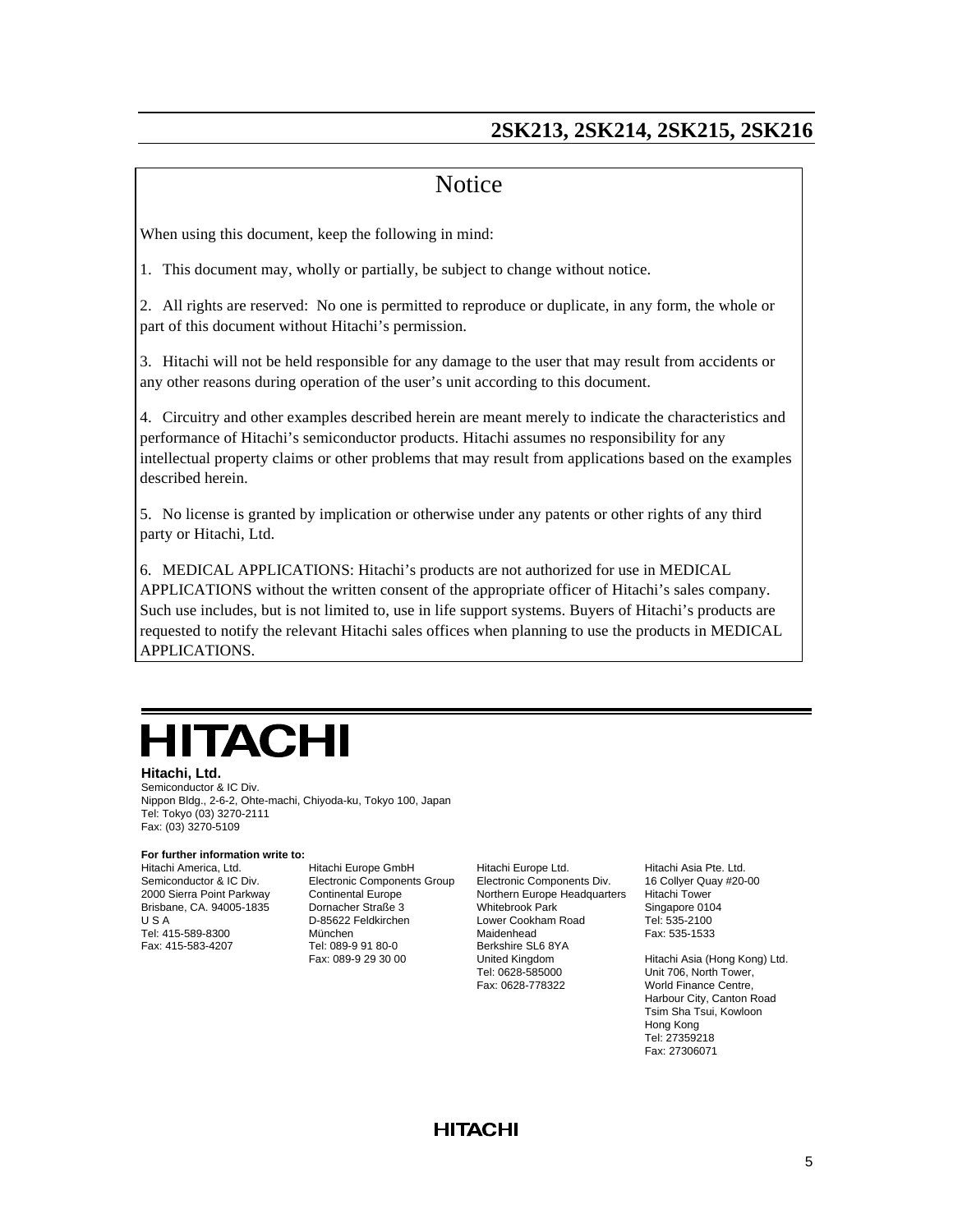## Notice

When using this document, keep the following in mind:

1. This document may, wholly or partially, be subject to change without notice.

2. All rights are reserved: No one is permitted to reproduce or duplicate, in any form, the whole or part of this document without Hitachi's permission.

3. Hitachi will not be held responsible for any damage to the user that may result from accidents or any other reasons during operation of the user's unit according to this document.

4. Circuitry and other examples described herein are meant merely to indicate the characteristics and performance of Hitachi's semiconductor products. Hitachi assumes no responsibility for any intellectual property claims or other problems that may result from applications based on the examples described herein.

5. No license is granted by implication or otherwise under any patents or other rights of any third party or Hitachi, Ltd.

6. MEDICAL APPLICATIONS: Hitachi's products are not authorized for use in MEDICAL APPLICATIONS without the written consent of the appropriate officer of Hitachi's sales company. Such use includes, but is not limited to, use in life support systems. Buyers of Hitachi's products are requested to notify the relevant Hitachi sales offices when planning to use the products in MEDICAL APPLICATIONS.

# HITACHI

**Hitachi, Ltd.**
Semiconductor & IC Div.
Nippon Bldg., 2-6-2, Ohte-machi, Chiyoda-ku, Tokyo 100, Japan
Tel: Tokyo (03) 3270-2111
Fax: (03) 3270-5109

**For further information write to:**

Hitachi America, Ltd.
Semiconductor & IC Div.
2000 Sierra Point Parkway
Brisbane, CA. 94005-1835
U S A
Tel: 415-589-8300
Fax: 415-583-4207

Hitachi Europe GmbH
Electronic Components Group
Continental Europe
Dornacher Straße 3
D-85622 Feldkirchen
München
Tel: 089-9 91 80-0
Fax: 089-9 29 30 00

Hitachi Europe Ltd.
Electronic Components Div.
Northern Europe Headquarters
Whitebrook Park
Lower Cookham Road
Maidenhead
Berkshire SL6 8YA
United Kingdom
Tel: 0628-585000
Fax: 0628-778322

Hitachi Asia Pte. Ltd.
16 Collyer Quay #20-00
Hitachi Tower
Singapore 0104
Tel: 535-2100
Fax: 535-1533

Hitachi Asia (Hong Kong) Ltd.
Unit 706, North Tower,
World Finance Centre,
Harbour City, Canton Road
Tsim Sha Tsui, Kowloon
Hong Kong
Tel: 27359218
Fax: 27306071